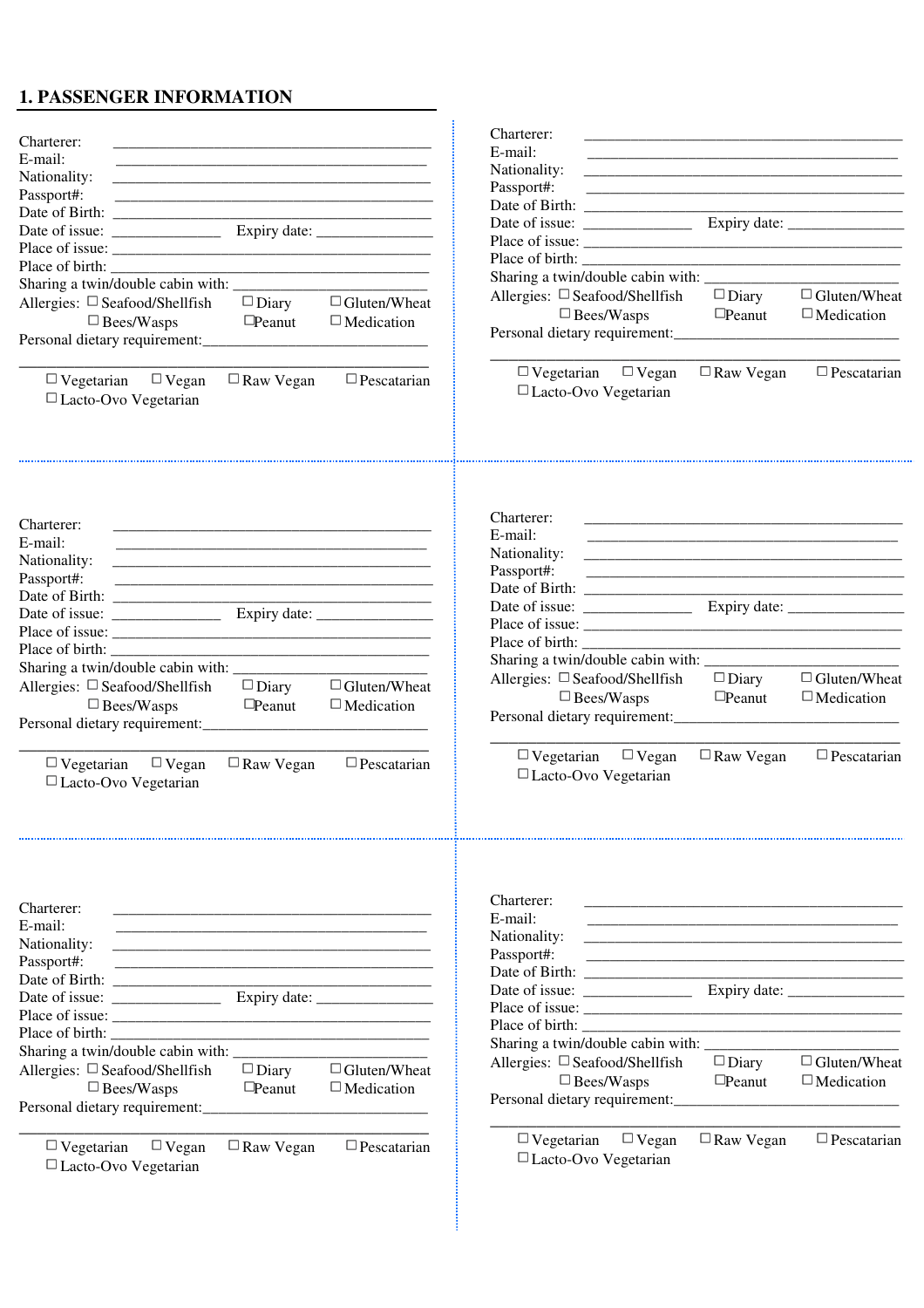## 1. PASSENGER INFORMATION

Charterer: ______________________________________________
E-mail: ______________________________________________
Nationality: ______________________________________________
Passport#: ______________________________________________
Date of Birth: ______________________________________________
Date of issue: _______________ Expiry date: _______________
Place of issue: ______________________________________________
Place of birth: ______________________________________________
Sharing a twin/double cabin with: ___________________________
Allergies: ☐ Seafood/Shellfish ☐ Diary ☐ Gluten/Wheat
☐ Bees/Wasps ☐Peanut ☐ Medication
Personal dietary requirement:_______________________________

______________________________________________

☐ Vegetarian ☐ Vegan ☐ Raw Vegan ☐ Pescatarian
☐ Lacto-Ovo Vegetarian

---

Charterer: ______________________________________________
E-mail: ______________________________________________
Nationality: ______________________________________________
Passport#: ______________________________________________
Date of Birth: ______________________________________________
Date of issue: _______________ Expiry date: _______________
Place of issue: ______________________________________________
Place of birth: ______________________________________________
Sharing a twin/double cabin with: ___________________________
Allergies: ☐ Seafood/Shellfish ☐ Diary ☐ Gluten/Wheat
☐ Bees/Wasps ☐Peanut ☐ Medication
Personal dietary requirement:_______________________________

______________________________________________

☐ Vegetarian ☐ Vegan ☐ Raw Vegan ☐ Pescatarian
☐ Lacto-Ovo Vegetarian

---

Charterer: ______________________________________________
E-mail: ______________________________________________
Nationality: ______________________________________________
Passport#: ______________________________________________
Date of Birth: ______________________________________________
Date of issue: _______________ Expiry date: _______________
Place of issue: ______________________________________________
Place of birth: ______________________________________________
Sharing a twin/double cabin with: ___________________________
Allergies: ☐ Seafood/Shellfish ☐ Diary ☐ Gluten/Wheat
☐ Bees/Wasps ☐Peanut ☐ Medication
Personal dietary requirement:_______________________________

______________________________________________

☐ Vegetarian ☐ Vegan ☐ Raw Vegan ☐ Pescatarian
☐ Lacto-Ovo Vegetarian

---

Charterer: ______________________________________________
E-mail: ______________________________________________
Nationality: ______________________________________________
Passport#: ______________________________________________
Date of Birth: ______________________________________________
Date of issue: _______________ Expiry date: _______________
Place of issue: ______________________________________________
Place of birth: ______________________________________________
Sharing a twin/double cabin with: ___________________________
Allergies: ☐ Seafood/Shellfish ☐ Diary ☐ Gluten/Wheat
☐ Bees/Wasps ☐Peanut ☐ Medication
Personal dietary requirement:_______________________________

______________________________________________

☐ Vegetarian ☐ Vegan ☐ Raw Vegan ☐ Pescatarian
☐ Lacto-Ovo Vegetarian

---

Charterer: ______________________________________________
E-mail: ______________________________________________
Nationality: ______________________________________________
Passport#: ______________________________________________
Date of Birth: ______________________________________________
Date of issue: _______________ Expiry date: _______________
Place of issue: ______________________________________________
Place of birth: ______________________________________________
Sharing a twin/double cabin with: ___________________________
Allergies: ☐ Seafood/Shellfish ☐ Diary ☐ Gluten/Wheat
☐ Bees/Wasps ☐Peanut ☐ Medication
Personal dietary requirement:_______________________________

______________________________________________

☐ Vegetarian ☐ Vegan ☐ Raw Vegan ☐ Pescatarian
☐ Lacto-Ovo Vegetarian

---

Charterer: ______________________________________________
E-mail: ______________________________________________
Nationality: ______________________________________________
Passport#: ______________________________________________
Date of Birth: ______________________________________________
Date of issue: _______________ Expiry date: _______________
Place of issue: ______________________________________________
Place of birth: ______________________________________________
Sharing a twin/double cabin with: ___________________________
Allergies: ☐ Seafood/Shellfish ☐ Diary ☐ Gluten/Wheat
☐ Bees/Wasps ☐Peanut ☐ Medication
Personal dietary requirement:_______________________________

______________________________________________

☐ Vegetarian ☐ Vegan ☐ Raw Vegan ☐ Pescatarian
☐ Lacto-Ovo Vegetarian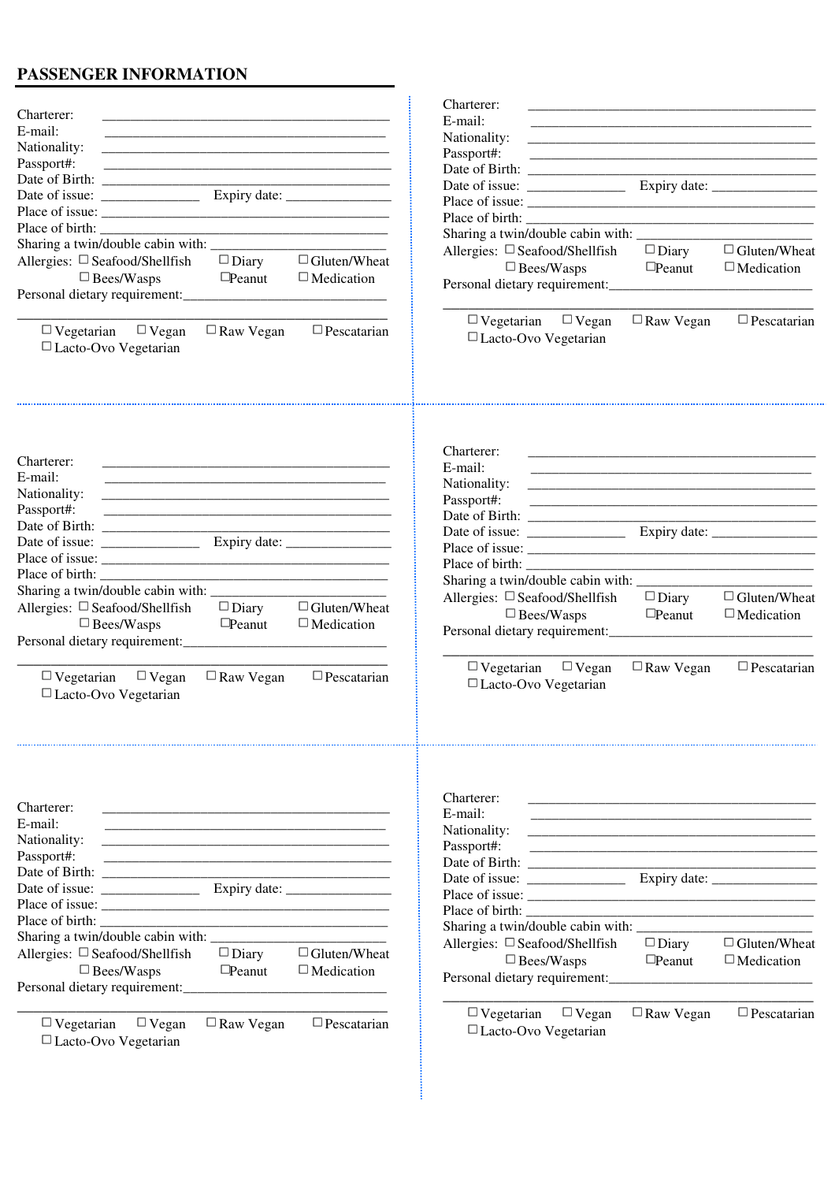## PASSENGER INFORMATION

Charterer: ______________________________

E-mail: ______________________________

Nationality: ______________________________

Passport#: ______________________________

Date of Birth: ______________________________

Date of issue: ____________ Expiry date: ____________

Place of issue: ______________________________

Place of birth: ______________________________

Sharing a twin/double cabin with: ______________________

Allergies: ☐ Seafood/Shellfish ☐ Diary ☐ Gluten/Wheat

☐ Bees/Wasps ☐Peanut ☐ Medication

Personal dietary requirement:______________________

______________________________

☐ Vegetarian ☐ Vegan ☐ Raw Vegan ☐ Pescatarian

☐ Lacto-Ovo Vegetarian

---

Charterer: ______________________________

E-mail: ______________________________

Nationality: ______________________________

Passport#: ______________________________

Date of Birth: ______________________________

Date of issue: ____________ Expiry date: ____________

Place of issue: ______________________________

Place of birth: ______________________________

Sharing a twin/double cabin with: ______________________

Allergies: ☐ Seafood/Shellfish ☐ Diary ☐ Gluten/Wheat

☐ Bees/Wasps ☐Peanut ☐ Medication

Personal dietary requirement:______________________

______________________________

☐ Vegetarian ☐ Vegan ☐ Raw Vegan ☐ Pescatarian

☐ Lacto-Ovo Vegetarian

---

Charterer: ______________________________

E-mail: ______________________________

Nationality: ______________________________

Passport#: ______________________________

Date of Birth: ______________________________

Date of issue: ____________ Expiry date: ____________

Place of issue: ______________________________

Place of birth: ______________________________

Sharing a twin/double cabin with: ______________________

Allergies: ☐ Seafood/Shellfish ☐ Diary ☐ Gluten/Wheat

☐ Bees/Wasps ☐Peanut ☐ Medication

Personal dietary requirement:______________________

______________________________

☐ Vegetarian ☐ Vegan ☐ Raw Vegan ☐ Pescatarian

☐ Lacto-Ovo Vegetarian

---

Charterer: ______________________________

E-mail: ______________________________

Nationality: ______________________________

Passport#: ______________________________

Date of Birth: ______________________________

Date of issue: ____________ Expiry date: ____________

Place of issue: ______________________________

Place of birth: ______________________________

Sharing a twin/double cabin with: ______________________

Allergies: ☐ Seafood/Shellfish ☐ Diary ☐ Gluten/Wheat

☐ Bees/Wasps ☐Peanut ☐ Medication

Personal dietary requirement:______________________

______________________________

☐ Vegetarian ☐ Vegan ☐ Raw Vegan ☐ Pescatarian

☐ Lacto-Ovo Vegetarian

---

Charterer: ______________________________

E-mail: ______________________________

Nationality: ______________________________

Passport#: ______________________________

Date of Birth: ______________________________

Date of issue: ____________ Expiry date: ____________

Place of issue: ______________________________

Place of birth: ______________________________

Sharing a twin/double cabin with: ______________________

Allergies: ☐ Seafood/Shellfish ☐ Diary ☐ Gluten/Wheat

☐ Bees/Wasps ☐Peanut ☐ Medication

Personal dietary requirement:______________________

______________________________

☐ Vegetarian ☐ Vegan ☐ Raw Vegan ☐ Pescatarian

☐ Lacto-Ovo Vegetarian

---

Charterer: ______________________________

E-mail: ______________________________

Nationality: ______________________________

Passport#: ______________________________

Date of Birth: ______________________________

Date of issue: ____________ Expiry date: ____________

Place of issue: ______________________________

Place of birth: ______________________________

Sharing a twin/double cabin with: ______________________

Allergies: ☐ Seafood/Shellfish ☐ Diary ☐ Gluten/Wheat

☐ Bees/Wasps ☐Peanut ☐ Medication

Personal dietary requirement:______________________

______________________________

☐ Vegetarian ☐ Vegan ☐ Raw Vegan ☐ Pescatarian

☐ Lacto-Ovo Vegetarian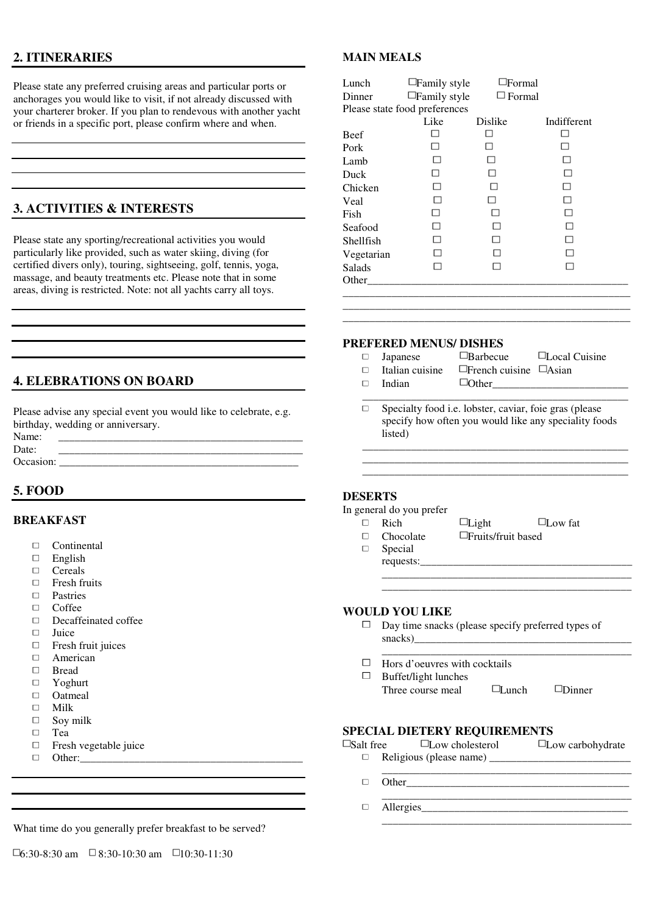## 2. ITINERARIES

Please state any preferred cruising areas and particular ports or anchorages you would like to visit, if not already discussed with your charterer broker. If you plan to rendevous with another yacht or friends in a specific port, please confirm where and when.

---

---

---

---

## 3. ACTIVITIES & INTERESTS

Please state any sporting/recreational activities you would particularly like provided, such as water skiing, diving (for certified divers only), touring, sightseeing, golf, tennis, yoga, massage, and beauty treatments etc. Please note that in some areas, diving is restricted. Note: not all yachts carry all toys.

---

---

---

---

## 4. ELEBRATIONS ON BOARD

Please advise any special event you would like to celebrate, e.g. birthday, wedding or anniversary.

Name: ____________________________________________

Date: ____________________________________________

Occasion: ____________________________________________

## 5. FOOD

### BREAKFAST

- ☐ Continental
- ☐ English
- ☐ Cereals
- ☐ Fresh fruits
- ☐ Pastries
- ☐ Coffee
- ☐ Decaffeinated coffee
- ☐ Juice
- ☐ Fresh fruit juices
- ☐ American
- ☐ Bread
- ☐ Yoghurt
- ☐ Oatmeal
- ☐ Milk
- ☐ Soy milk
- ☐ Tea
- ☐ Fresh vegetable juice
- ☐ Other:________________________________________

---

---

---

What time do you generally prefer breakfast to be served?

☐6:30-8:30 am ☐ 8:30-10:30 am ☐10:30-11:30

### MAIN MEALS

Lunch ☐Family style ☐Formal

Dinner ☐Family style ☐ Formal

Please state food preferences

| | Like | Dislike | Indifferent |
|---|---|---|---|
| Beef | ☐ | ☐ | ☐ |
| Pork | ☐ | ☐ | ☐ |
| Lamb | ☐ | ☐ | ☐ |
| Duck | ☐ | ☐ | ☐ |
| Chicken | ☐ | ☐ | ☐ |
| Veal | ☐ | ☐ | ☐ |
| Fish | ☐ | ☐ | ☐ |
| Seafood | ☐ | ☐ | ☐ |
| Shellfish | ☐ | ☐ | ☐ |
| Vegetarian | ☐ | ☐ | ☐ |
| Salads | ☐ | ☐ | ☐ |

Other________________________________________________

________________________________________________

________________________________________________

________________________________________________

### PREFERED MENUS/ DISHES

- ☐ Japanese ☐Barbecue ☐Local Cuisine
- ☐ Italian cuisine ☐French cuisine ☐Asian
- ☐ Indian ☐Other________________________

________________________________________________

- ☐ Specialty food i.e. lobster, caviar, foie gras (please specify how often you would like any speciality foods listed)

________________________________________________

________________________________________________

________________________________________________

### DESERTS

In general do you prefer

- ☐ Rich ☐Light ☐Low fat
- ☐ Chocolate ☐Fruits/fruit based
- ☐ Special requests:________________________________________

________________________________________________

________________________________________________

### WOULD YOU LIKE

- ☐ Day time snacks (please specify preferred types of snacks)________________________________________

________________________________________________

- ☐ Hors d'oeuvres with cocktails
- ☐ Buffet/light lunches

  Three course meal ☐Lunch ☐Dinner

### SPECIAL DIETERY REQUIREMENTS

☐Salt free ☐Low cholesterol ☐Low carbohydrate

- ☐ Religious (please name) ________________________

________________________________________________

- ☐ Other________________________________________

________________________________________________

- ☐ Allergies_____________________________________

________________________________________________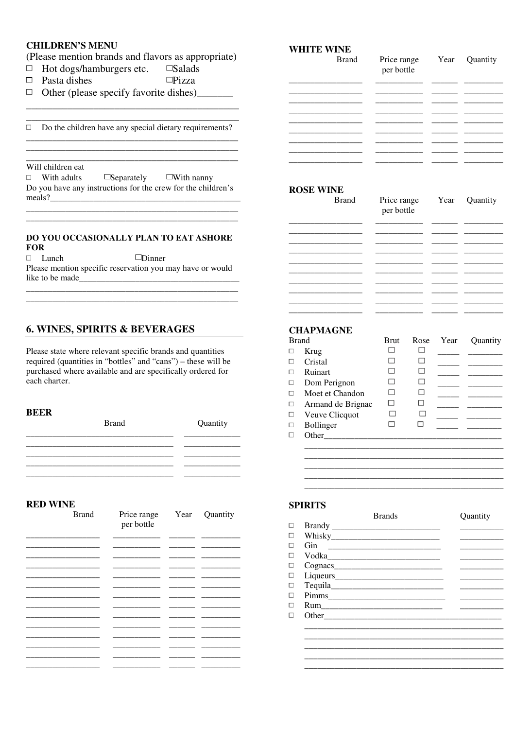**CHILDREN'S MENU**

(Please mention brands and flavors as appropriate)

- ☐ Hot dogs/hamburgers etc. ☐Salads
- ☐ Pasta dishes ☐Pizza
- ☐ Other (please specify favorite dishes)_______

_____________________________________________

_____________________________________________

☐ Do the children have any special dietary requirements?

_____________________________________________

_____________________________________________

_____________________________________________

Will children eat

☐ With adults ☐Separately ☐With nanny

Do you have any instructions for the crew for the children's meals?_____________________________________________

_____________________________________________

_____________________________________________

**DO YOU OCCASIONALLY PLAN TO EAT ASHORE FOR**

☐ Lunch ☐Dinner

Please mention specific reservation you may have or would like to be made_____________________________________

_____________________________________________

_____________________________________________

## 6. WINES, SPIRITS & BEVERAGES

Please state where relevant specific brands and quantities required (quantities in "bottles" and "cans") – these will be purchased where available and are specifically ordered for each charter.

**BEER**

| Brand | Quantity |
|---|---|
| | |
| | |
| | |
| | |
| | |

**RED WINE**

| Brand | Price range per bottle | Year | Quantity |
|---|---|---|---|
| | | | |
| | | | |
| | | | |
| | | | |
| | | | |
| | | | |
| | | | |
| | | | |
| | | | |
| | | | |
| | | | |
| | | | |
| | | | |
| | | | |

**WHITE WINE**

| Brand | Price range per bottle | Year | Quantity |
|---|---|---|---|
| | | | |
| | | | |
| | | | |
| | | | |
| | | | |
| | | | |
| | | | |
| | | | |

**ROSE WINE**

| Brand | Price range per bottle | Year | Quantity |
|---|---|---|---|
| | | | |
| | | | |
| | | | |
| | | | |
| | | | |
| | | | |
| | | | |
| | | | |
| | | | |
| | | | |

**CHAPMAGNE**

| Brand | Brut | Rose | Year | Quantity |
|---|---|---|---|---|
| ☐ Krug | ☐ | ☐ | | |
| ☐ Cristal | ☐ | ☐ | | |
| ☐ Ruinart | ☐ | ☐ | | |
| ☐ Dom Perignon | ☐ | ☐ | | |
| ☐ Moet et Chandon | ☐ | ☐ | | |
| ☐ Armand de Brignac | ☐ | ☐ | | |
| ☐ Veuve Clicquot | ☐ | ☐ | | |
| ☐ Bollinger | ☐ | ☐ | | |

☐ Other_____________________________________________

_____________________________________________

_____________________________________________

_____________________________________________

_____________________________________________

**SPIRITS**

| Brands | Quantity |
|---|---|
| ☐ Brandy | |
| ☐ Whisky | |
| ☐ Gin | |
| ☐ Vodka | |
| ☐ Cognacs | |
| ☐ Liqueurs | |
| ☐ Tequila | |
| ☐ Pimms | |
| ☐ Rum | |

☐ Other_____________________________________________

_____________________________________________

_____________________________________________

_____________________________________________

_____________________________________________

_____________________________________________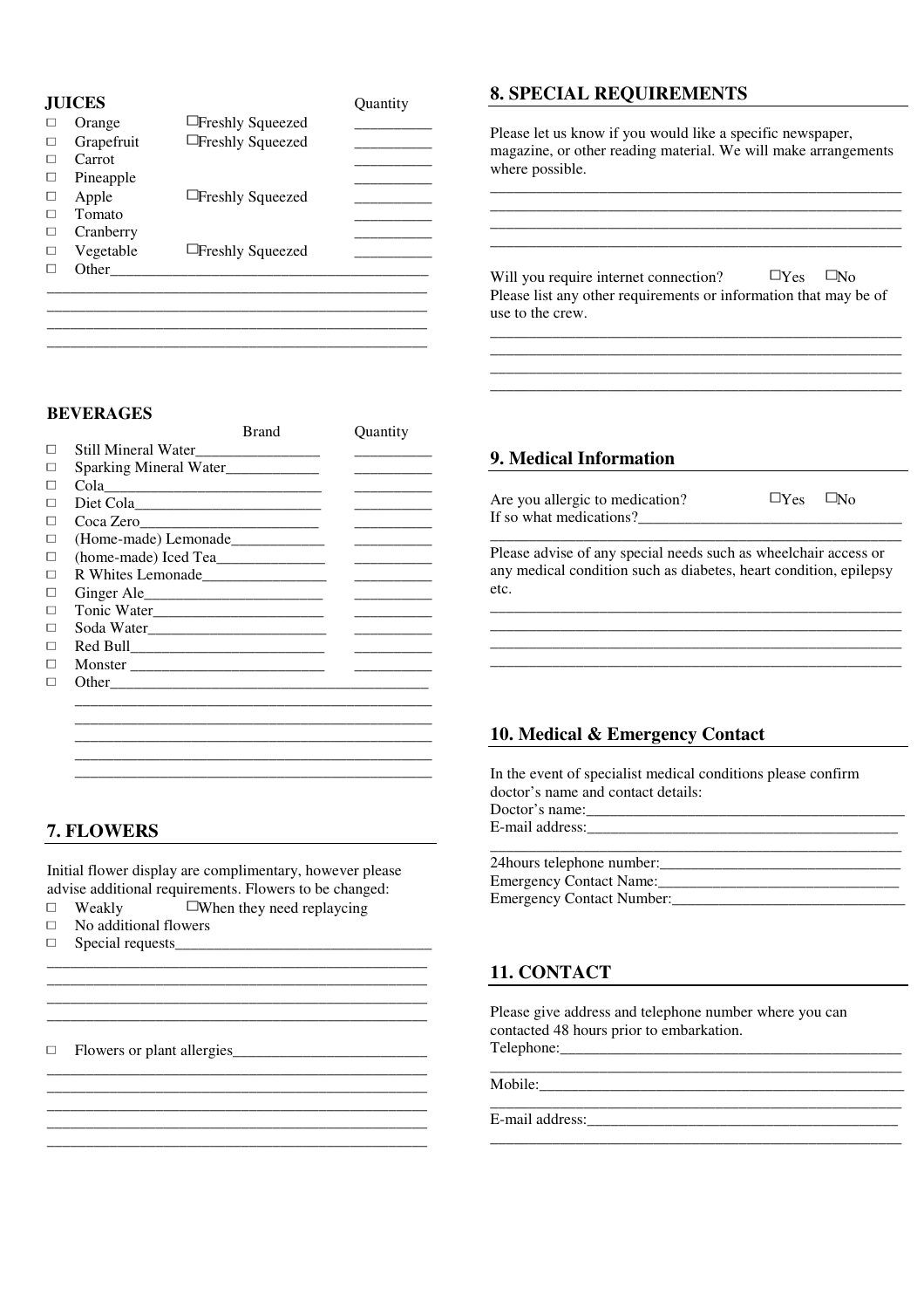### JUICES

| | | | Quantity |
|---|---|---|---|
| ☐ | Orange | ☐Freshly Squeezed | __________ |
| ☐ | Grapefruit | ☐Freshly Squeezed | __________ |
| ☐ | Carrot | | __________ |
| ☐ | Pineapple | | __________ |
| ☐ | Apple | ☐Freshly Squeezed | __________ |
| ☐ | Tomato | | __________ |
| ☐ | Cranberry | | __________ |
| ☐ | Vegetable | ☐Freshly Squeezed | __________ |
| ☐ | Other__________________________________________ | | |

__________________________________________________
__________________________________________________
__________________________________________________
__________________________________________________

### BEVERAGES

| | | Brand | Quantity |
|---|---|---|---|
| ☐ | Still Mineral Water | ________________ | __________ |
| ☐ | Sparking Mineral Water | ____________ | __________ |
| ☐ | Cola | ____________________________ | __________ |
| ☐ | Diet Cola | ________________________ | __________ |
| ☐ | Coca Zero | _______________________ | __________ |
| ☐ | (Home-made) Lemonade | ____________ | __________ |
| ☐ | (home-made) Iced Tea | ______________ | __________ |
| ☐ | R Whites Lemonade | ________________ | __________ |
| ☐ | Ginger Ale | _______________________ | __________ |
| ☐ | Tonic Water | ______________________ | __________ |
| ☐ | Soda Water | _______________________ | __________ |
| ☐ | Red Bull | _________________________ | __________ |
| ☐ | Monster | _________________________ | __________ |
| ☐ | Other_____________________________________________ | | |

__________________________________________________
__________________________________________________
__________________________________________________
__________________________________________________
__________________________________________________

## 7. FLOWERS

Initial flower display are complimentary, however please advise additional requirements. Flowers to be changed:

☐ Weakly ☐When they need replacying
☐ No additional flowers
☐ Special requests_________________________________

__________________________________________________
__________________________________________________
__________________________________________________
__________________________________________________

☐ Flowers or plant allergies________________________

__________________________________________________
__________________________________________________
__________________________________________________
__________________________________________________
__________________________________________________

## 8. SPECIAL REQUIREMENTS

Please let us know if you would like a specific newspaper, magazine, or other reading material. We will make arrangements where possible.

__________________________________________________
__________________________________________________
__________________________________________________
__________________________________________________

Will you require internet connection? ☐Yes ☐No

Please list any other requirements or information that may be of use to the crew.

__________________________________________________
__________________________________________________
__________________________________________________
__________________________________________________

## 9. Medical Information

Are you allergic to medication? ☐Yes ☐No

If so what medications?_________________________________

__________________________________________________

Please advise of any special needs such as wheelchair access or any medical condition such as diabetes, heart condition, epilepsy etc.

__________________________________________________
__________________________________________________
__________________________________________________
__________________________________________________

## 10. Medical & Emergency Contact

In the event of specialist medical conditions please confirm doctor's name and contact details:

Doctor's name:__________________________________________

E-mail address:_________________________________________

__________________________________________________

24hours telephone number:________________________________

Emergency Contact Name:_________________________________

Emergency Contact Number:_______________________________

## 11. CONTACT

Please give address and telephone number where you can contacted 48 hours prior to embarkation.

Telephone:_____________________________________________

__________________________________________________

Mobile:_______________________________________________

__________________________________________________

E-mail address:_________________________________________

__________________________________________________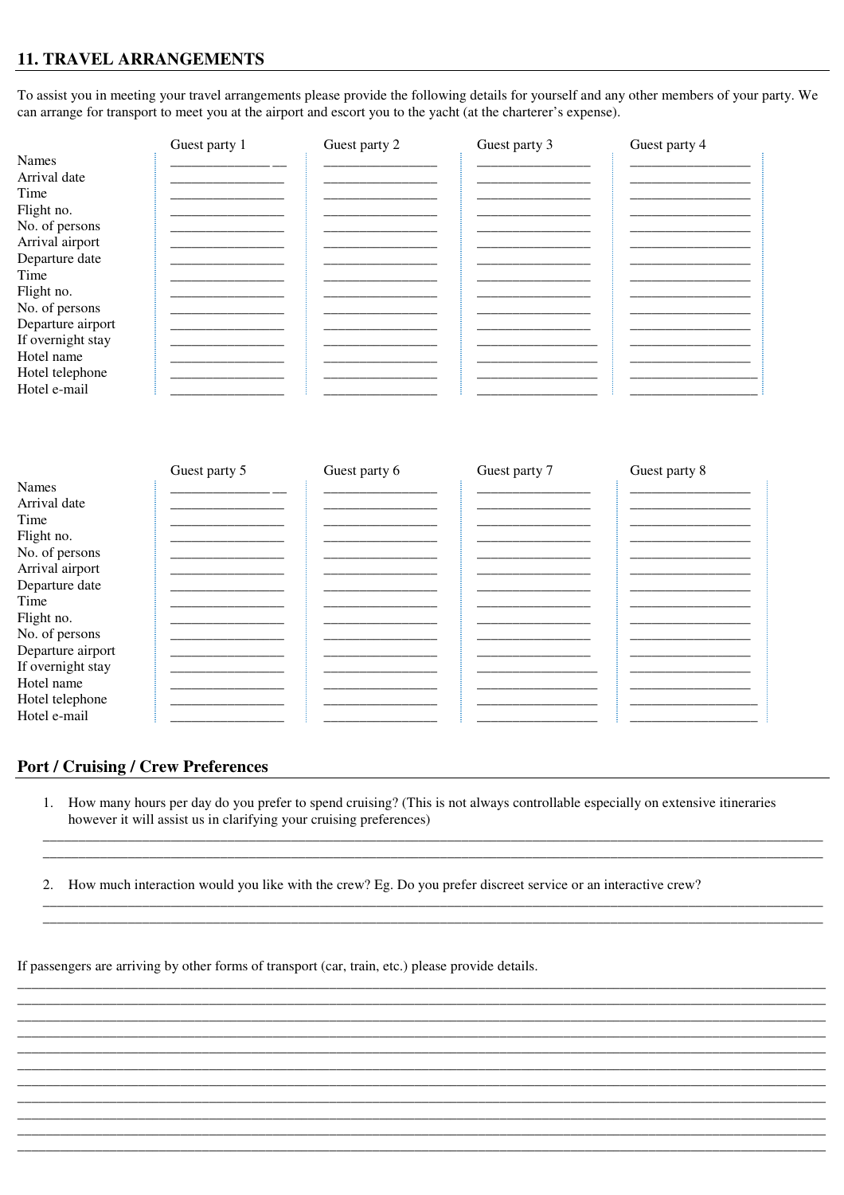## 11. TRAVEL ARRANGEMENTS

To assist you in meeting your travel arrangements please provide the following details for yourself and any other members of your party. We can arrange for transport to meet you at the airport and escort you to the yacht (at the charterer's expense).

| | Guest party 1 | Guest party 2 | Guest party 3 | Guest party 4 |
|---|---|---|---|---|
| Names | | | | |
| Arrival date | | | | |
| Time | | | | |
| Flight no. | | | | |
| No. of persons | | | | |
| Arrival airport | | | | |
| Departure date | | | | |
| Time | | | | |
| Flight no. | | | | |
| No. of persons | | | | |
| Departure airport | | | | |
| If overnight stay | | | | |
| Hotel name | | | | |
| Hotel telephone | | | | |
| Hotel e-mail | | | | |

| | Guest party 5 | Guest party 6 | Guest party 7 | Guest party 8 |
|---|---|---|---|---|
| Names | | | | |
| Arrival date | | | | |
| Time | | | | |
| Flight no. | | | | |
| No. of persons | | | | |
| Arrival airport | | | | |
| Departure date | | | | |
| Time | | | | |
| Flight no. | | | | |
| No. of persons | | | | |
| Departure airport | | | | |
| If overnight stay | | | | |
| Hotel name | | | | |
| Hotel telephone | | | | |
| Hotel e-mail | | | | |

## Port / Cruising / Crew Preferences

1. How many hours per day do you prefer to spend cruising? (This is not always controllable especially on extensive itineraries however it will assist us in clarifying your cruising preferences)

_______________________________________________

_______________________________________________

2. How much interaction would you like with the crew? Eg. Do you prefer discreet service or an interactive crew?

_______________________________________________

_______________________________________________

If passengers are arriving by other forms of transport (car, train, etc.) please provide details.

_______________________________________________

_______________________________________________

_______________________________________________

_______________________________________________

_______________________________________________

_______________________________________________

_______________________________________________

_______________________________________________

_______________________________________________

_______________________________________________

_______________________________________________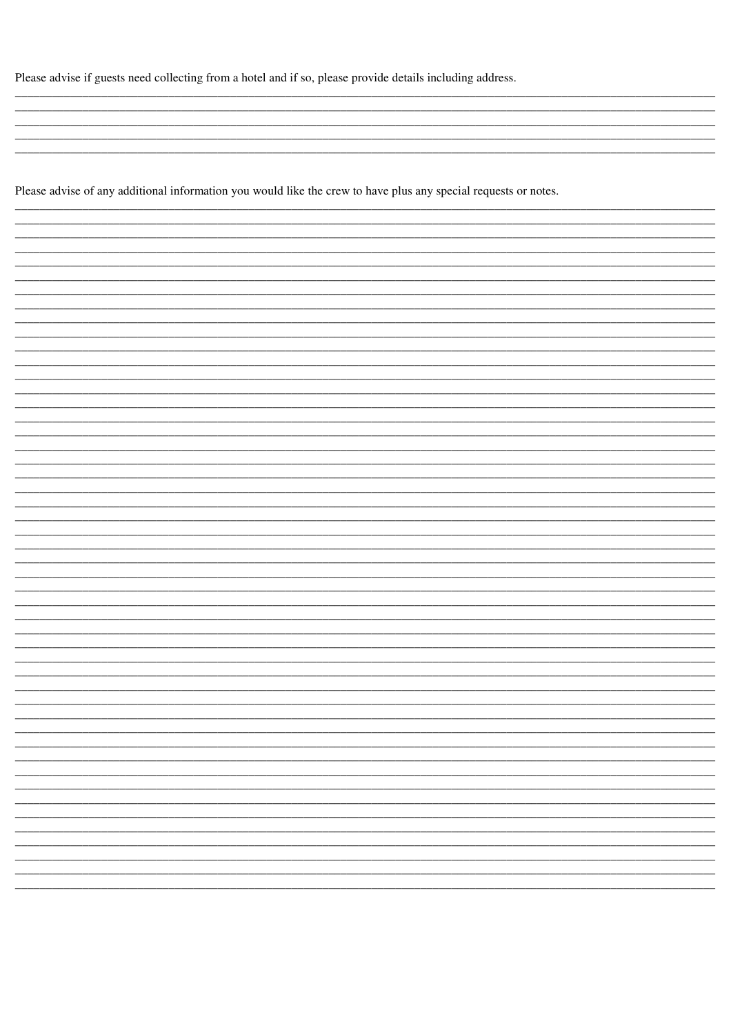Please advise if guests need collecting from a hotel and if so, please provide details including address.

Please advise of any additional information you would like the crew to have plus any special requests or notes.